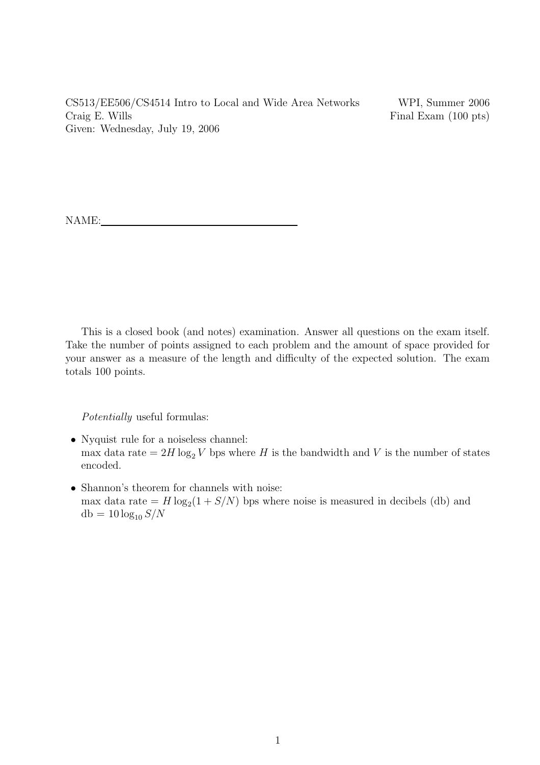CS513/EE506/CS4514 Intro to Local and Wide Area Networks — WPI, Summer 2006

Craig E. Wills — Final Exam (100 pts)

Given: Wednesday, July 19, 2006

NAME:\_\_\_\_\_\_\_\_\_\_\_\_\_\_\_\_\_\_\_\_\_\_\_\_\_\_\_\_\_\_\_\_\_\_\_\_

This is a closed book (and notes) examination. Answer all questions on the exam itself. Take the number of points assigned to each problem and the amount of space provided for your answer as a measure of the length and difficulty of the expected solution. The exam totals 100 points.

*Potentially* useful formulas:

- Nyquist rule for a noiseless channel:
  max data rate $= 2H \log_2 V$ bps where $H$ is the bandwidth and $V$ is the number of states encoded.
- Shannon's theorem for channels with noise:
  max data rate $= H \log_2(1 + S/N)$ bps where noise is measured in decibels (db) and db $= 10 \log_{10} S/N$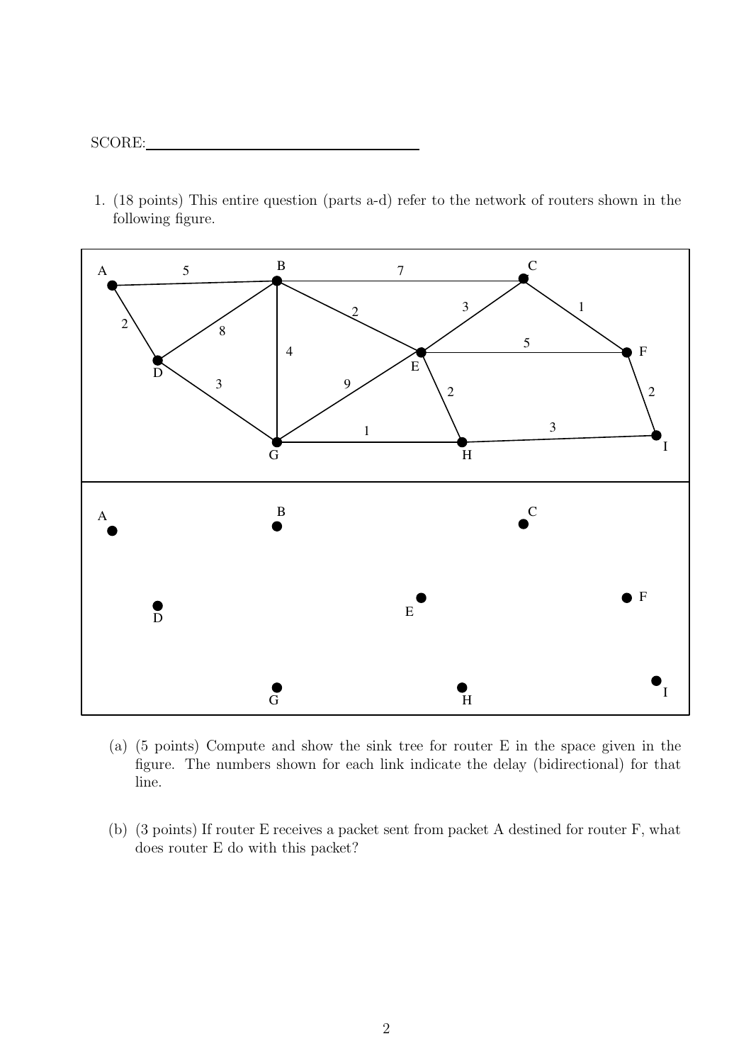SCORE: ____________________

1. (18 points) This entire question (parts a-d) refer to the network of routers shown in the following figure.

(a) (5 points) Compute and show the sink tree for router E in the space given in the figure. The numbers shown for each link indicate the delay (bidirectional) for that line.

(b) (3 points) If router E receives a packet sent from packet A destined for router F, what does router E do with this packet?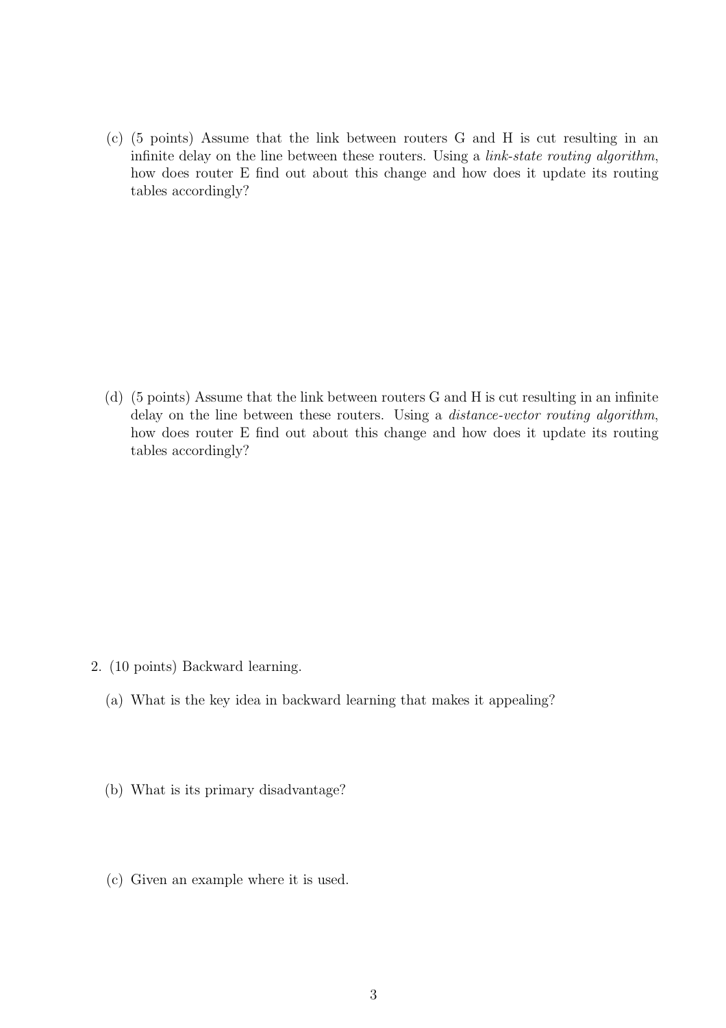(c) (5 points) Assume that the link between routers G and H is cut resulting in an infinite delay on the line between these routers. Using a *link-state routing algorithm*, how does router E find out about this change and how does it update its routing tables accordingly?

(d) (5 points) Assume that the link between routers G and H is cut resulting in an infinite delay on the line between these routers. Using a *distance-vector routing algorithm*, how does router E find out about this change and how does it update its routing tables accordingly?

2. (10 points) Backward learning.

   (a) What is the key idea in backward learning that makes it appealing?

   (b) What is its primary disadvantage?

   (c) Given an example where it is used.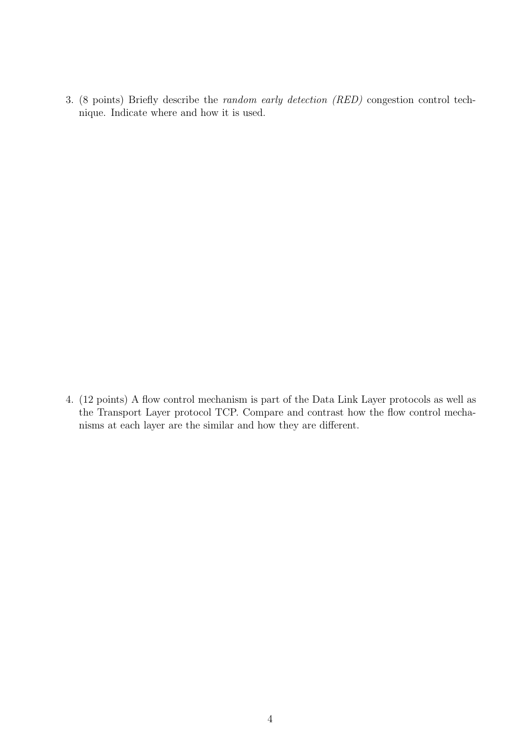3. (8 points) Briefly describe the *random early detection (RED)* congestion control technique. Indicate where and how it is used.

4. (12 points) A flow control mechanism is part of the Data Link Layer protocols as well as the Transport Layer protocol TCP. Compare and contrast how the flow control mechanisms at each layer are the similar and how they are different.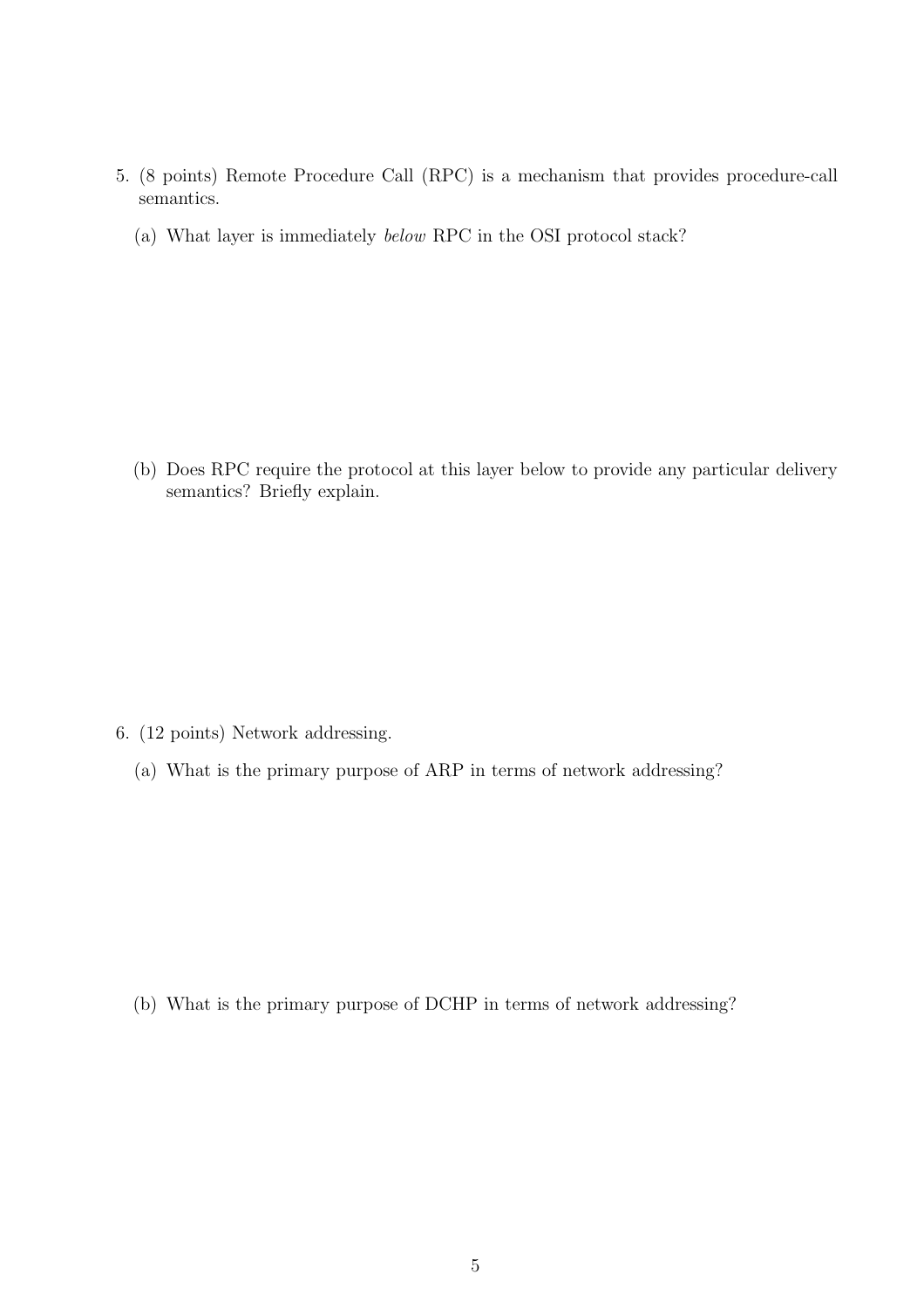5. (8 points) Remote Procedure Call (RPC) is a mechanism that provides procedure-call semantics.

   (a) What layer is immediately *below* RPC in the OSI protocol stack?

   (b) Does RPC require the protocol at this layer below to provide any particular delivery semantics? Briefly explain.

6. (12 points) Network addressing.

   (a) What is the primary purpose of ARP in terms of network addressing?

   (b) What is the primary purpose of DCHP in terms of network addressing?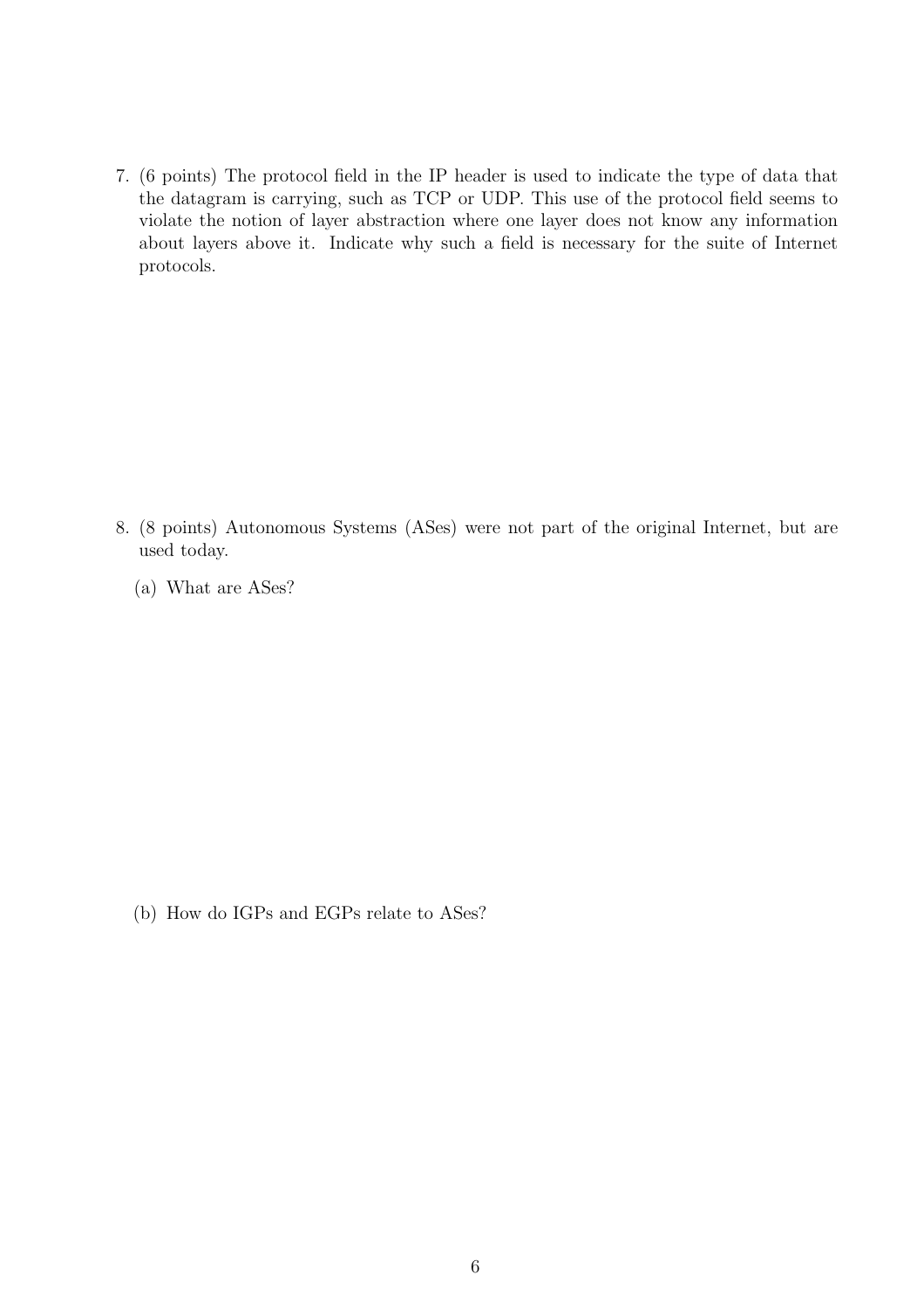7. (6 points) The protocol field in the IP header is used to indicate the type of data that the datagram is carrying, such as TCP or UDP. This use of the protocol field seems to violate the notion of layer abstraction where one layer does not know any information about layers above it. Indicate why such a field is necessary for the suite of Internet protocols.

8. (8 points) Autonomous Systems (ASes) were not part of the original Internet, but are used today.

   (a) What are ASes?

   (b) How do IGPs and EGPs relate to ASes?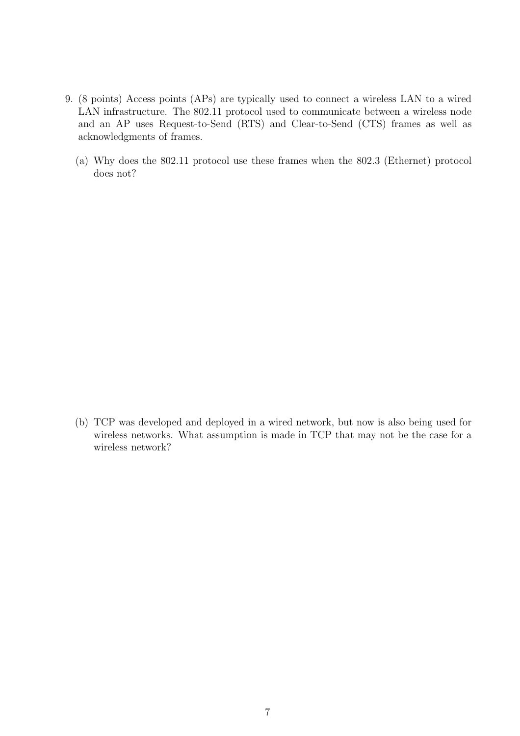9. (8 points) Access points (APs) are typically used to connect a wireless LAN to a wired LAN infrastructure. The 802.11 protocol used to communicate between a wireless node and an AP uses Request-to-Send (RTS) and Clear-to-Send (CTS) frames as well as acknowledgments of frames.

   (a) Why does the 802.11 protocol use these frames when the 802.3 (Ethernet) protocol does not?

   (b) TCP was developed and deployed in a wired network, but now is also being used for wireless networks. What assumption is made in TCP that may not be the case for a wireless network?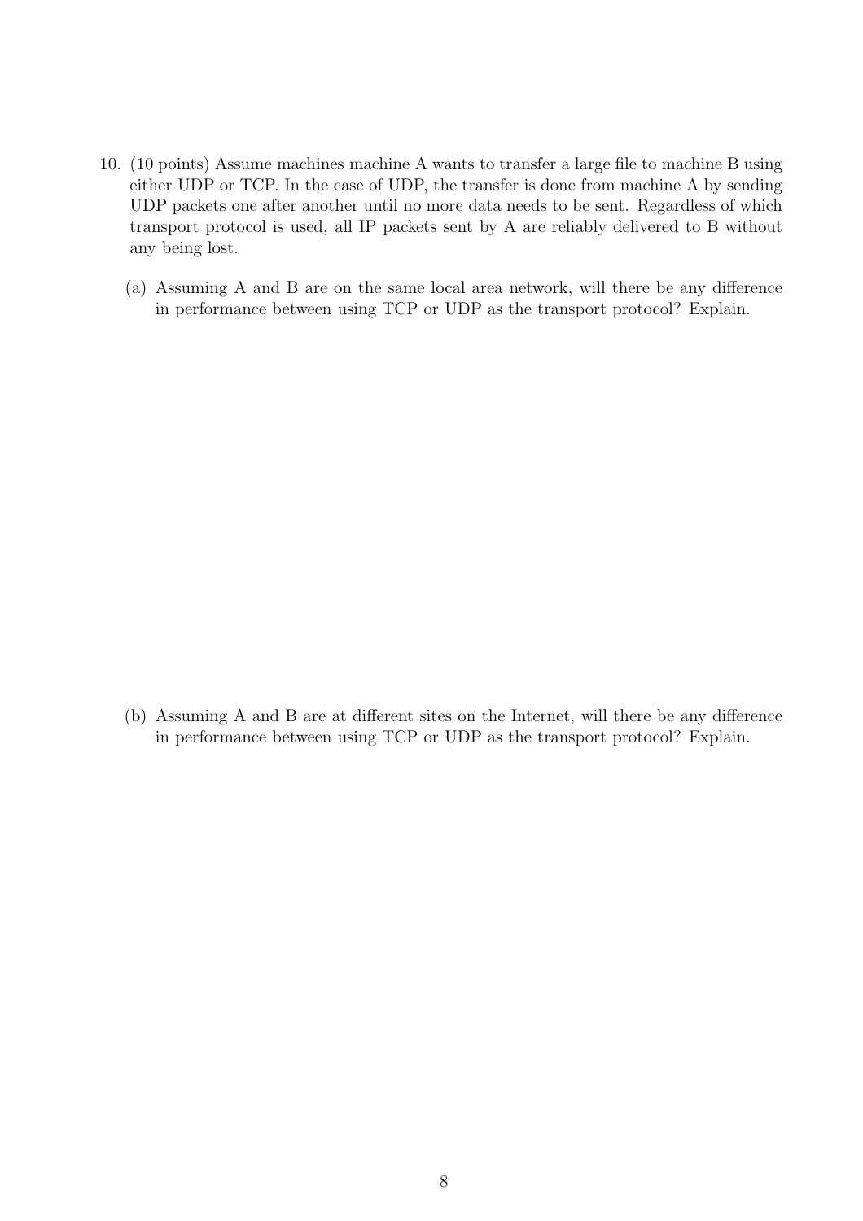10. (10 points) Assume machines machine A wants to transfer a large file to machine B using either UDP or TCP. In the case of UDP, the transfer is done from machine A by sending UDP packets one after another until no more data needs to be sent. Regardless of which transport protocol is used, all IP packets sent by A are reliably delivered to B without any being lost.

    (a) Assuming A and B are on the same local area network, will there be any difference in performance between using TCP or UDP as the transport protocol? Explain.

    (b) Assuming A and B are at different sites on the Internet, will there be any difference in performance between using TCP or UDP as the transport protocol? Explain.